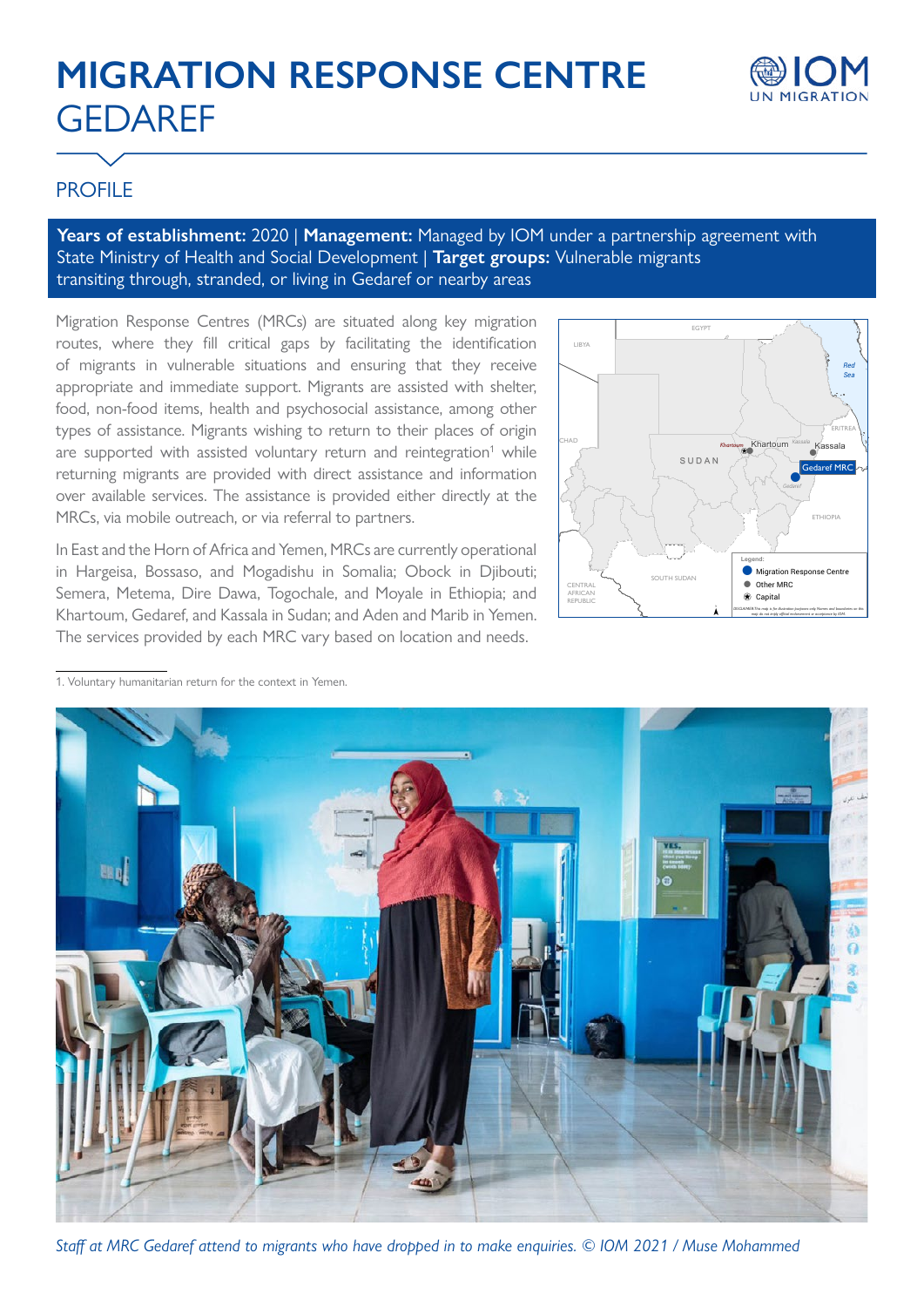# MIGRATION RESPONSE CENTRE GEDAREF

## PROFILE

**Years of establishment:** 2020 | **Management:** Managed by IOM under a partnership agreement with State Ministry of Health and Social Development | **Target groups:** Vulnerable migrants transiting through, stranded, or living in Gedaref or nearby areas

Migration Response Centres (MRCs) are situated along key migration routes, where they fill critical gaps by facilitating the identification of migrants in vulnerable situations and ensuring that they receive appropriate and immediate support. Migrants are assisted with shelter, food, non-food items, health and psychosocial assistance, among other types of assistance. Migrants wishing to return to their places of origin are supported with assisted voluntary return and reintegration[1] while returning migrants are provided with direct assistance and information over available services. The assistance is provided either directly at the MRCs, via mobile outreach, or via referral to partners.

In East and the Horn of Africa and Yemen, MRCs are currently operational in Hargeisa, Bossaso, and Mogadishu in Somalia; Obock in Djibouti; Semera, Metema, Dire Dawa, Togochale, and Moyale in Ethiopia; and Khartoum, Gedaref, and Kassala in Sudan; and Aden and Marib in Yemen. The services provided by each MRC vary based on location and needs.

1. Voluntary humanitarian return for the context in Yemen.

*Staff at MRC Gedaref attend to migrants who have dropped in to make enquiries. © IOM 2021 / Muse Mohammed*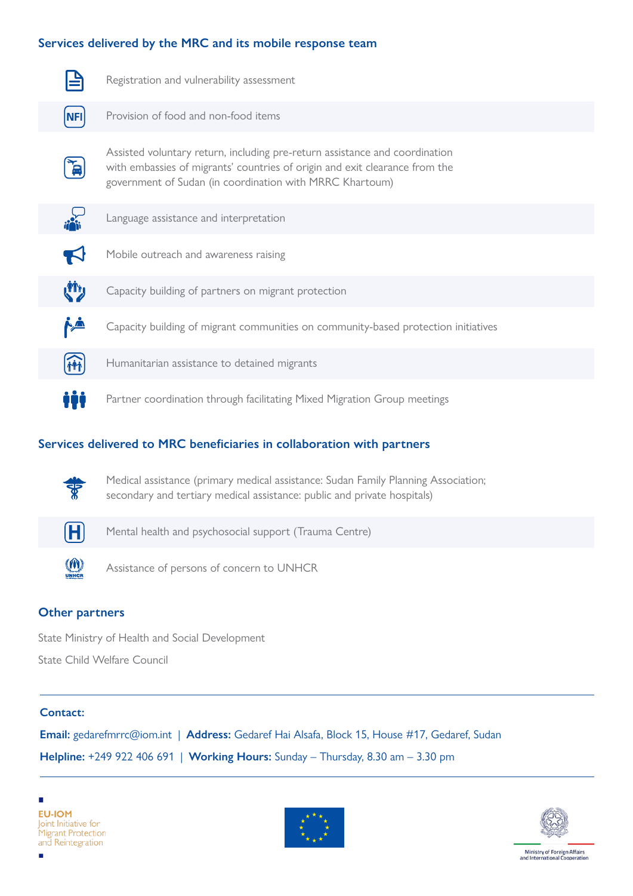## Services delivered by the MRC and its mobile response team

- Registration and vulnerability assessment
- Provision of food and non-food items
- Assisted voluntary return, including pre-return assistance and coordination with embassies of migrants' countries of origin and exit clearance from the government of Sudan (in coordination with MRRC Khartoum)
- Language assistance and interpretation
- Mobile outreach and awareness raising
- Capacity building of partners on migrant protection
- Capacity building of migrant communities on community-based protection initiatives
- Humanitarian assistance to detained migrants
- Partner coordination through facilitating Mixed Migration Group meetings

## Services delivered to MRC beneficiaries in collaboration with partners

- Medical assistance (primary medical assistance: Sudan Family Planning Association; secondary and tertiary medical assistance: public and private hospitals)
- Mental health and psychosocial support (Trauma Centre)
- Assistance of persons of concern to UNHCR

## Other partners

State Ministry of Health and Social Development

State Child Welfare Council

---

**Contact:**

**Email:** gedarefmrrc@iom.int | **Address:** Gedaref Hai Alsafa, Block 15, House #17, Gedaref, Sudan

**Helpline:** +249 922 406 691 | **Working Hours:** Sunday – Thursday, 8.30 am – 3.30 pm

---

EU-IOM Joint Initiative for Migrant Protection and Reintegration

Ministry of Foreign Affairs and International Cooperation